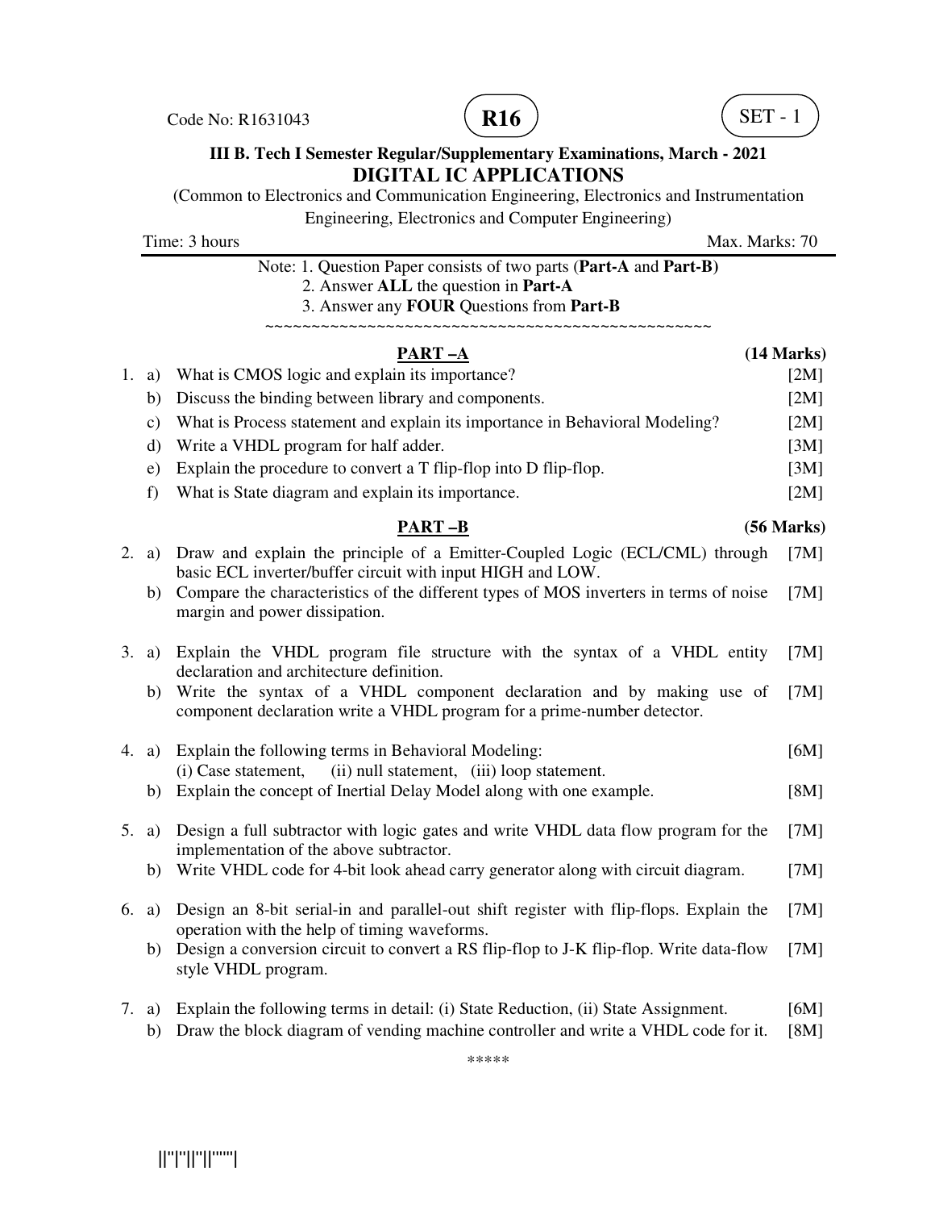Code No: R1631043 **R16** SET - 1

**III B. Tech I Semester Regular/Supplementary Examinations, March - 2021**

# DIGITAL IC APPLICATIONS

(Common to Electronics and Communication Engineering, Electronics and Instrumentation Engineering, Electronics and Computer Engineering)

Time: 3 hours Max. Marks: 70

Note: 1. Question Paper consists of two parts (**Part-A** and **Part-B)**
2. Answer **ALL** the question in **Part-A**
3. Answer any **FOUR** Questions from **Part-B**

~~~~~~~~~~~~~~~~~~~~~~~~~~~~~~~~~~~~~~~~~~~~~~~~~~

## PART –A (14 Marks)

1. a) What is CMOS logic and explain its importance? [2M]
   b) Discuss the binding between library and components. [2M]
   c) What is Process statement and explain its importance in Behavioral Modeling? [2M]
   d) Write a VHDL program for half adder. [3M]
   e) Explain the procedure to convert a T flip-flop into D flip-flop. [3M]
   f) What is State diagram and explain its importance. [2M]

## PART –B (56 Marks)

2. a) Draw and explain the principle of a Emitter-Coupled Logic (ECL/CML) through basic ECL inverter/buffer circuit with input HIGH and LOW. [7M]
   b) Compare the characteristics of the different types of MOS inverters in terms of noise margin and power dissipation. [7M]

3. a) Explain the VHDL program file structure with the syntax of a VHDL entity declaration and architecture definition. [7M]
   b) Write the syntax of a VHDL component declaration and by making use of component declaration write a VHDL program for a prime-number detector. [7M]

4. a) Explain the following terms in Behavioral Modeling: [6M]
   (i) Case statement, (ii) null statement, (iii) loop statement.
   b) Explain the concept of Inertial Delay Model along with one example. [8M]

5. a) Design a full subtractor with logic gates and write VHDL data flow program for the implementation of the above subtractor. [7M]
   b) Write VHDL code for 4-bit look ahead carry generator along with circuit diagram. [7M]

6. a) Design an 8-bit serial-in and parallel-out shift register with flip-flops. Explain the operation with the help of timing waveforms. [7M]
   b) Design a conversion circuit to convert a RS flip-flop to J-K flip-flop. Write data-flow style VHDL program. [7M]

7. a) Explain the following terms in detail: (i) State Reduction, (ii) State Assignment. [6M]
   b) Draw the block diagram of vending machine controller and write a VHDL code for it. [8M]

*****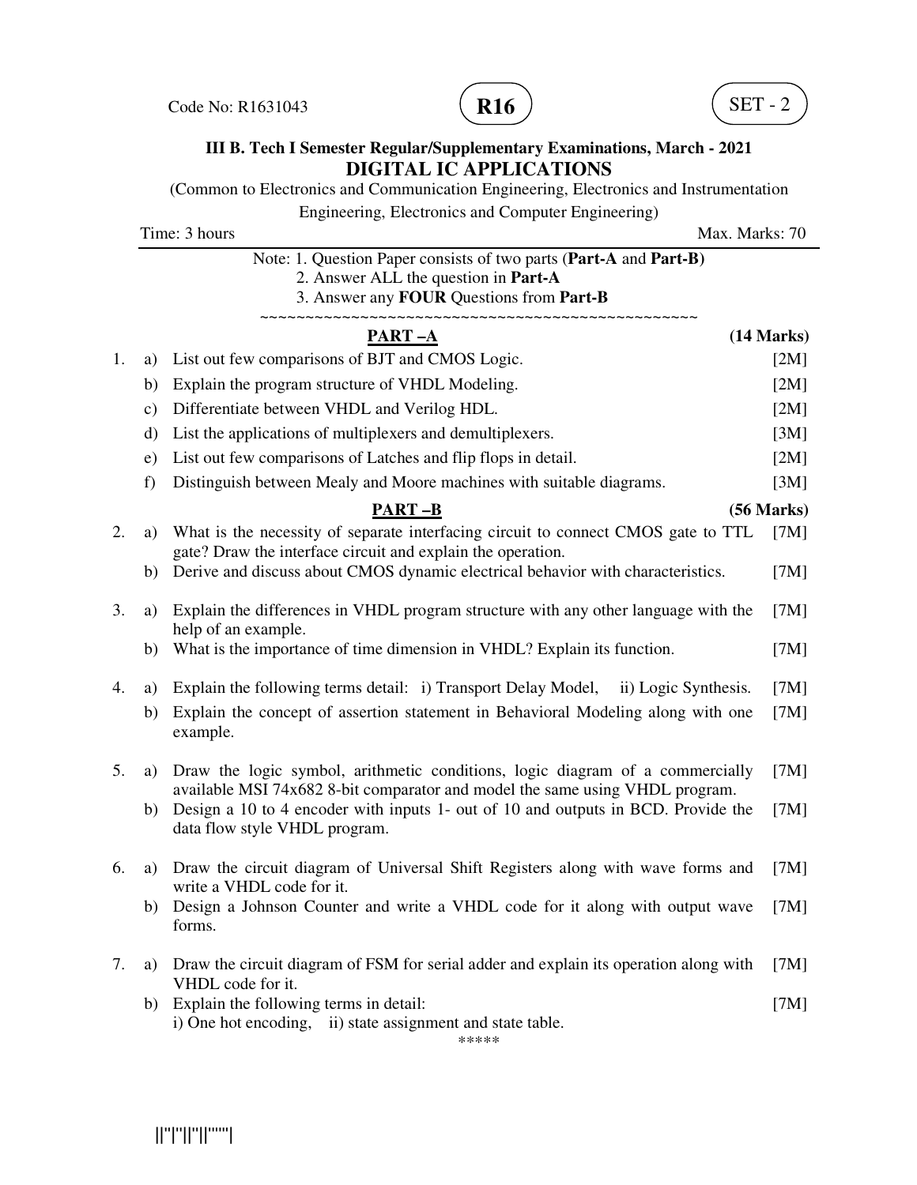Code No: R1631043 **R16** SET - 2

**III B. Tech I Semester Regular/Supplementary Examinations, March - 2021**

# DIGITAL IC APPLICATIONS

(Common to Electronics and Communication Engineering, Electronics and Instrumentation Engineering, Electronics and Computer Engineering)

Time: 3 hours Max. Marks: 70

Note: 1. Question Paper consists of two parts (**Part-A** and **Part-B)**
2. Answer ALL the question in **Part-A**
3. Answer any **FOUR** Questions from **Part-B**

~~~~~~~~~~~~~~~~~~~~~~~~~~~~~~~~~~~~~~~~~~~~~~~~~~~

## PART –A (14 Marks)

1. a) List out few comparisons of BJT and CMOS Logic. [2M]
   b) Explain the program structure of VHDL Modeling. [2M]
   c) Differentiate between VHDL and Verilog HDL. [2M]
   d) List the applications of multiplexers and demultiplexers. [3M]
   e) List out few comparisons of Latches and flip flops in detail. [2M]
   f) Distinguish between Mealy and Moore machines with suitable diagrams. [3M]

## PART –B (56 Marks)

2. a) What is the necessity of separate interfacing circuit to connect CMOS gate to TTL gate? Draw the interface circuit and explain the operation. [7M]
   b) Derive and discuss about CMOS dynamic electrical behavior with characteristics. [7M]

3. a) Explain the differences in VHDL program structure with any other language with the help of an example. [7M]
   b) What is the importance of time dimension in VHDL? Explain its function. [7M]

4. a) Explain the following terms detail: i) Transport Delay Model, ii) Logic Synthesis. [7M]
   b) Explain the concept of assertion statement in Behavioral Modeling along with one example. [7M]

5. a) Draw the logic symbol, arithmetic conditions, logic diagram of a commercially available MSI 74x682 8-bit comparator and model the same using VHDL program. [7M]
   b) Design a 10 to 4 encoder with inputs 1- out of 10 and outputs in BCD. Provide the data flow style VHDL program. [7M]

6. a) Draw the circuit diagram of Universal Shift Registers along with wave forms and write a VHDL code for it. [7M]
   b) Design a Johnson Counter and write a VHDL code for it along with output wave forms. [7M]

7. a) Draw the circuit diagram of FSM for serial adder and explain its operation along with VHDL code for it. [7M]
   b) Explain the following terms in detail: [7M]
   i) One hot encoding, ii) state assignment and state table.

*****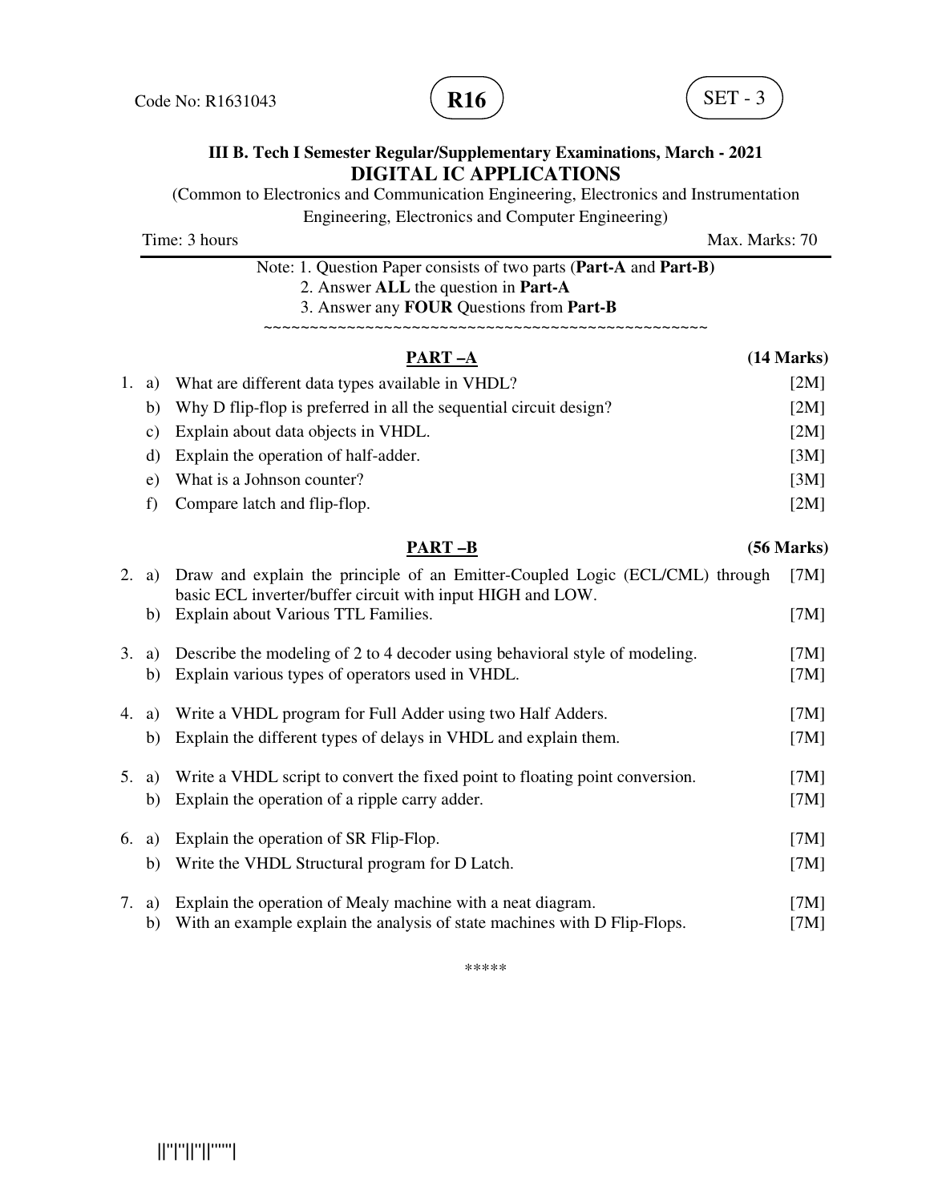Code No: R1631043 **R16** SET - 3

**III B. Tech I Semester Regular/Supplementary Examinations, March - 2021**

# DIGITAL IC APPLICATIONS

(Common to Electronics and Communication Engineering, Electronics and Instrumentation Engineering, Electronics and Computer Engineering)

Time: 3 hours Max. Marks: 70

Note: 1. Question Paper consists of two parts (**Part-A** and **Part-B)**
2. Answer **ALL** the question in **Part-A**
3. Answer any **FOUR** Questions from **Part-B**

~~~~~~~~~~~~~~~~~~~~~~~~~~~~~~~~~~~~~~~~~~~~~~~~~~~~

## PART –A (14 Marks)

1. a) What are different data types available in VHDL? [2M]
   b) Why D flip-flop is preferred in all the sequential circuit design? [2M]
   c) Explain about data objects in VHDL. [2M]
   d) Explain the operation of half-adder. [3M]
   e) What is a Johnson counter? [3M]
   f) Compare latch and flip-flop. [2M]

## PART –B (56 Marks)

2. a) Draw and explain the principle of an Emitter-Coupled Logic (ECL/CML) through basic ECL inverter/buffer circuit with input HIGH and LOW. [7M]
   b) Explain about Various TTL Families. [7M]

3. a) Describe the modeling of 2 to 4 decoder using behavioral style of modeling. [7M]
   b) Explain various types of operators used in VHDL. [7M]

4. a) Write a VHDL program for Full Adder using two Half Adders. [7M]
   b) Explain the different types of delays in VHDL and explain them. [7M]

5. a) Write a VHDL script to convert the fixed point to floating point conversion. [7M]
   b) Explain the operation of a ripple carry adder. [7M]

6. a) Explain the operation of SR Flip-Flop. [7M]
   b) Write the VHDL Structural program for D Latch. [7M]

7. a) Explain the operation of Mealy machine with a neat diagram. [7M]
   b) With an example explain the analysis of state machines with D Flip-Flops. [7M]

*****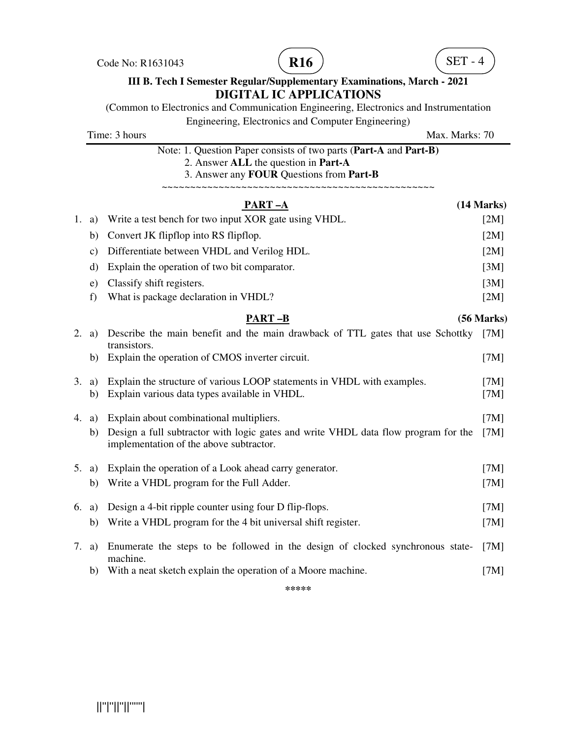Code No: R1631043 **R16** SET - 4

**III B. Tech I Semester Regular/Supplementary Examinations, March - 2021**

# DIGITAL IC APPLICATIONS

(Common to Electronics and Communication Engineering, Electronics and Instrumentation Engineering, Electronics and Computer Engineering)

Time: 3 hours Max. Marks: 70

Note: 1. Question Paper consists of two parts (**Part-A** and **Part-B)**
2. Answer **ALL** the question in **Part-A**
3. Answer any **FOUR** Questions from **Part-B**

~~~~~~~~~~~~~~~~~~~~~~~~~~~~~~~~~~~~~~~~~~~~~~~~~~~~

## PART –A (14 Marks)

1. a) Write a test bench for two input XOR gate using VHDL. [2M]
   b) Convert JK flipflop into RS flipflop. [2M]
   c) Differentiate between VHDL and Verilog HDL. [2M]
   d) Explain the operation of two bit comparator. [3M]
   e) Classify shift registers. [3M]
   f) What is package declaration in VHDL? [2M]

## PART –B (56 Marks)

2. a) Describe the main benefit and the main drawback of TTL gates that use Schottky transistors. [7M]
   b) Explain the operation of CMOS inverter circuit. [7M]

3. a) Explain the structure of various LOOP statements in VHDL with examples. [7M]
   b) Explain various data types available in VHDL. [7M]

4. a) Explain about combinational multipliers. [7M]
   b) Design a full subtractor with logic gates and write VHDL data flow program for the implementation of the above subtractor. [7M]

5. a) Explain the operation of a Look ahead carry generator. [7M]
   b) Write a VHDL program for the Full Adder. [7M]

6. a) Design a 4-bit ripple counter using four D flip-flops. [7M]
   b) Write a VHDL program for the 4 bit universal shift register. [7M]

7. a) Enumerate the steps to be followed in the design of clocked synchronous state-machine. [7M]
   b) With a neat sketch explain the operation of a Moore machine. [7M]

*****